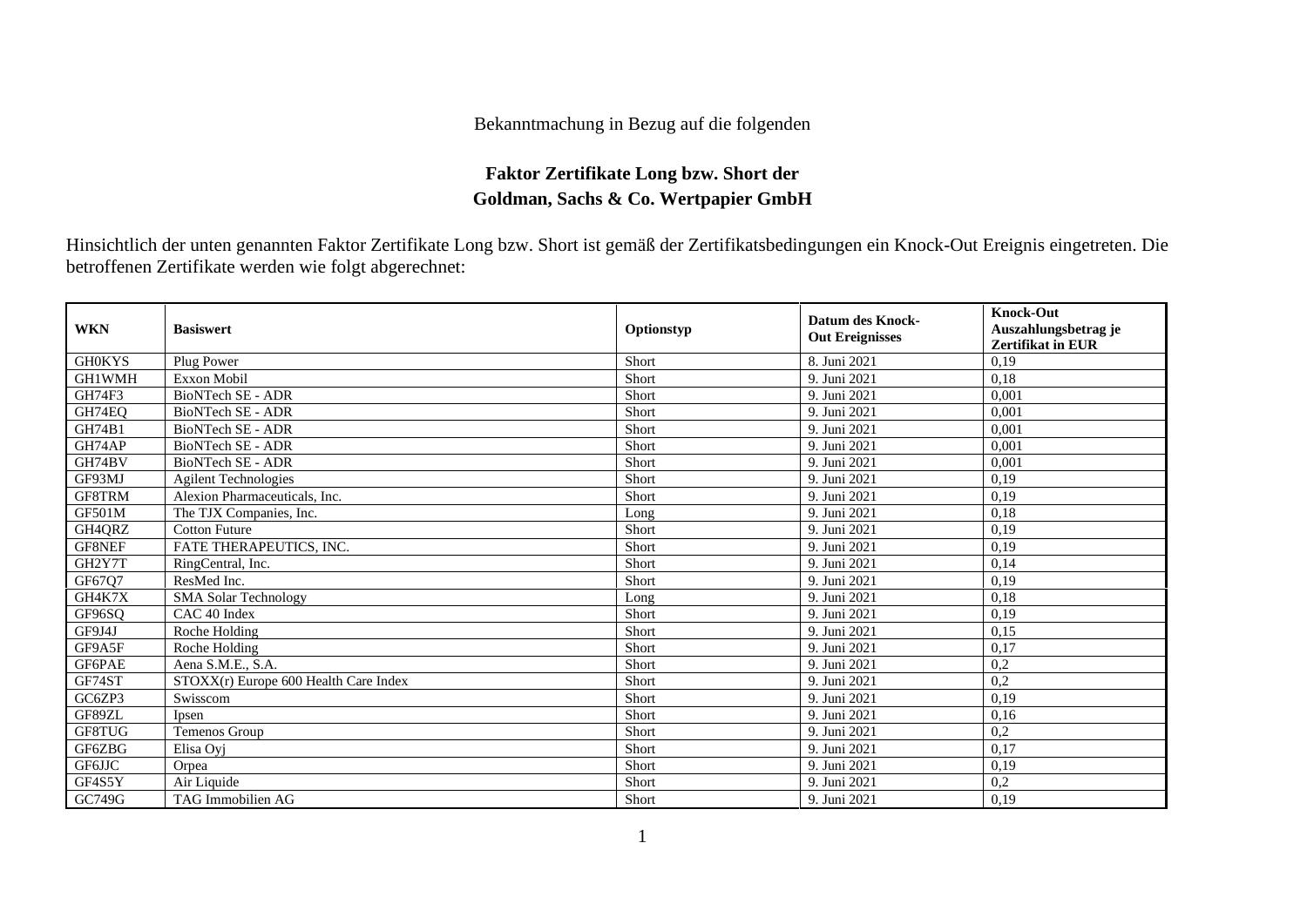Bekanntmachung in Bezug auf die folgenden

**Faktor Zertifikate Long bzw. Short der**
**Goldman, Sachs & Co. Wertpapier GmbH**

Hinsichtlich der unten genannten Faktor Zertifikate Long bzw. Short ist gemäß der Zertifikatsbedingungen ein Knock-Out Ereignis eingetreten. Die betroffenen Zertifikate werden wie folgt abgerechnet:

| WKN | Basiswert | Optionstyp | Datum des Knock-Out Ereignisses | Knock-Out Auszahlungsbetrag je Zertifikat in EUR |
|---|---|---|---|---|
| GH0KYS | Plug Power | Short | 8. Juni 2021 | 0,19 |
| GH1WMH | Exxon Mobil | Short | 9. Juni 2021 | 0,18 |
| GH74F3 | BioNTech SE - ADR | Short | 9. Juni 2021 | 0,001 |
| GH74EQ | BioNTech SE - ADR | Short | 9. Juni 2021 | 0,001 |
| GH74B1 | BioNTech SE - ADR | Short | 9. Juni 2021 | 0,001 |
| GH74AP | BioNTech SE - ADR | Short | 9. Juni 2021 | 0,001 |
| GH74BV | BioNTech SE - ADR | Short | 9. Juni 2021 | 0,001 |
| GF93MJ | Agilent Technologies | Short | 9. Juni 2021 | 0,19 |
| GF8TRM | Alexion Pharmaceuticals, Inc. | Short | 9. Juni 2021 | 0,19 |
| GF501M | The TJX Companies, Inc. | Long | 9. Juni 2021 | 0,18 |
| GH4QRZ | Cotton Future | Short | 9. Juni 2021 | 0,19 |
| GF8NEF | FATE THERAPEUTICS, INC. | Short | 9. Juni 2021 | 0,19 |
| GH2Y7T | RingCentral, Inc. | Short | 9. Juni 2021 | 0,14 |
| GF67Q7 | ResMed Inc. | Short | 9. Juni 2021 | 0,19 |
| GH4K7X | SMA Solar Technology | Long | 9. Juni 2021 | 0,18 |
| GF96SQ | CAC 40 Index | Short | 9. Juni 2021 | 0,19 |
| GF9J4J | Roche Holding | Short | 9. Juni 2021 | 0,15 |
| GF9A5F | Roche Holding | Short | 9. Juni 2021 | 0,17 |
| GF6PAE | Aena S.M.E., S.A. | Short | 9. Juni 2021 | 0,2 |
| GF74ST | STOXX(r) Europe 600 Health Care Index | Short | 9. Juni 2021 | 0,2 |
| GC6ZP3 | Swisscom | Short | 9. Juni 2021 | 0,19 |
| GF89ZL | Ipsen | Short | 9. Juni 2021 | 0,16 |
| GF8TUG | Temenos Group | Short | 9. Juni 2021 | 0,2 |
| GF6ZBG | Elisa Oyj | Short | 9. Juni 2021 | 0,17 |
| GF6JJC | Orpea | Short | 9. Juni 2021 | 0,19 |
| GF4S5Y | Air Liquide | Short | 9. Juni 2021 | 0,2 |
| GC749G | TAG Immobilien AG | Short | 9. Juni 2021 | 0,19 |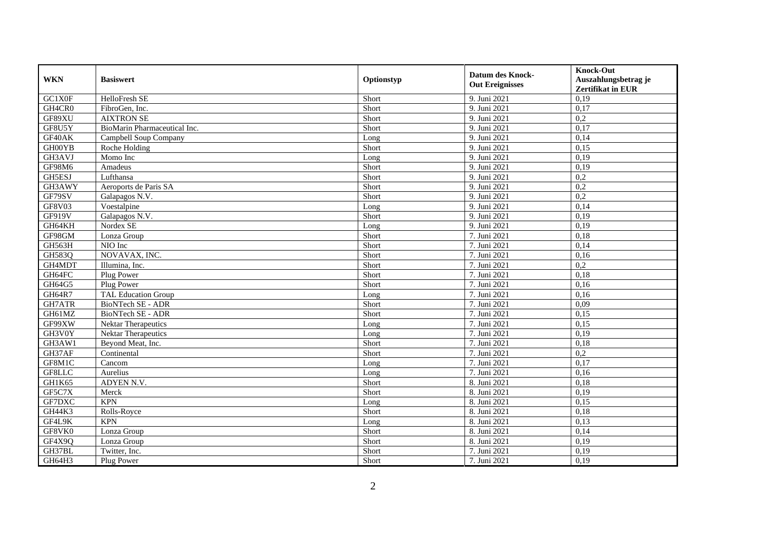| WKN | Basiswert | Optionstyp | Datum des Knock-Out Ereignisses | Knock-Out Auszahlungsbetrag je Zertifikat in EUR |
| --- | --- | --- | --- | --- |
| GC1X0F | HelloFresh SE | Short | 9. Juni 2021 | 0,19 |
| GH4CR0 | FibroGen, Inc. | Short | 9. Juni 2021 | 0,17 |
| GF89XU | AIXTRON SE | Short | 9. Juni 2021 | 0,2 |
| GF8U5Y | BioMarin Pharmaceutical Inc. | Short | 9. Juni 2021 | 0,17 |
| GF40AK | Campbell Soup Company | Long | 9. Juni 2021 | 0,14 |
| GH00YB | Roche Holding | Short | 9. Juni 2021 | 0,15 |
| GH3AVJ | Momo Inc | Long | 9. Juni 2021 | 0,19 |
| GF98M6 | Amadeus | Short | 9. Juni 2021 | 0,19 |
| GH5ESJ | Lufthansa | Short | 9. Juni 2021 | 0,2 |
| GH3AWY | Aeroports de Paris SA | Short | 9. Juni 2021 | 0,2 |
| GF79SV | Galapagos N.V. | Short | 9. Juni 2021 | 0,2 |
| GF8V03 | Voestalpine | Long | 9. Juni 2021 | 0,14 |
| GF919V | Galapagos N.V. | Short | 9. Juni 2021 | 0,19 |
| GH64KH | Nordex SE | Long | 9. Juni 2021 | 0,19 |
| GF98GM | Lonza Group | Short | 7. Juni 2021 | 0,18 |
| GH563H | NIO Inc | Short | 7. Juni 2021 | 0,14 |
| GH583Q | NOVAVAX, INC. | Short | 7. Juni 2021 | 0,16 |
| GH4MDT | Illumina, Inc. | Short | 7. Juni 2021 | 0,2 |
| GH64FC | Plug Power | Short | 7. Juni 2021 | 0,18 |
| GH64G5 | Plug Power | Short | 7. Juni 2021 | 0,16 |
| GH64R7 | TAL Education Group | Long | 7. Juni 2021 | 0,16 |
| GH7ATR | BioNTech SE - ADR | Short | 7. Juni 2021 | 0,09 |
| GH61MZ | BioNTech SE - ADR | Short | 7. Juni 2021 | 0,15 |
| GF99XW | Nektar Therapeutics | Long | 7. Juni 2021 | 0,15 |
| GH3V0Y | Nektar Therapeutics | Long | 7. Juni 2021 | 0,19 |
| GH3AW1 | Beyond Meat, Inc. | Short | 7. Juni 2021 | 0,18 |
| GH37AF | Continental | Short | 7. Juni 2021 | 0,2 |
| GF8M1C | Cancom | Long | 7. Juni 2021 | 0,17 |
| GF8LLC | Aurelius | Long | 7. Juni 2021 | 0,16 |
| GH1K65 | ADYEN N.V. | Short | 8. Juni 2021 | 0,18 |
| GF5C7X | Merck | Short | 8. Juni 2021 | 0,19 |
| GF7DXC | KPN | Long | 8. Juni 2021 | 0,15 |
| GH44K3 | Rolls-Royce | Short | 8. Juni 2021 | 0,18 |
| GF4L9K | KPN | Long | 8. Juni 2021 | 0,13 |
| GF8VK0 | Lonza Group | Short | 8. Juni 2021 | 0,14 |
| GF4X9Q | Lonza Group | Short | 8. Juni 2021 | 0,19 |
| GH37BL | Twitter, Inc. | Short | 7. Juni 2021 | 0,19 |
| GH64H3 | Plug Power | Short | 7. Juni 2021 | 0,19 |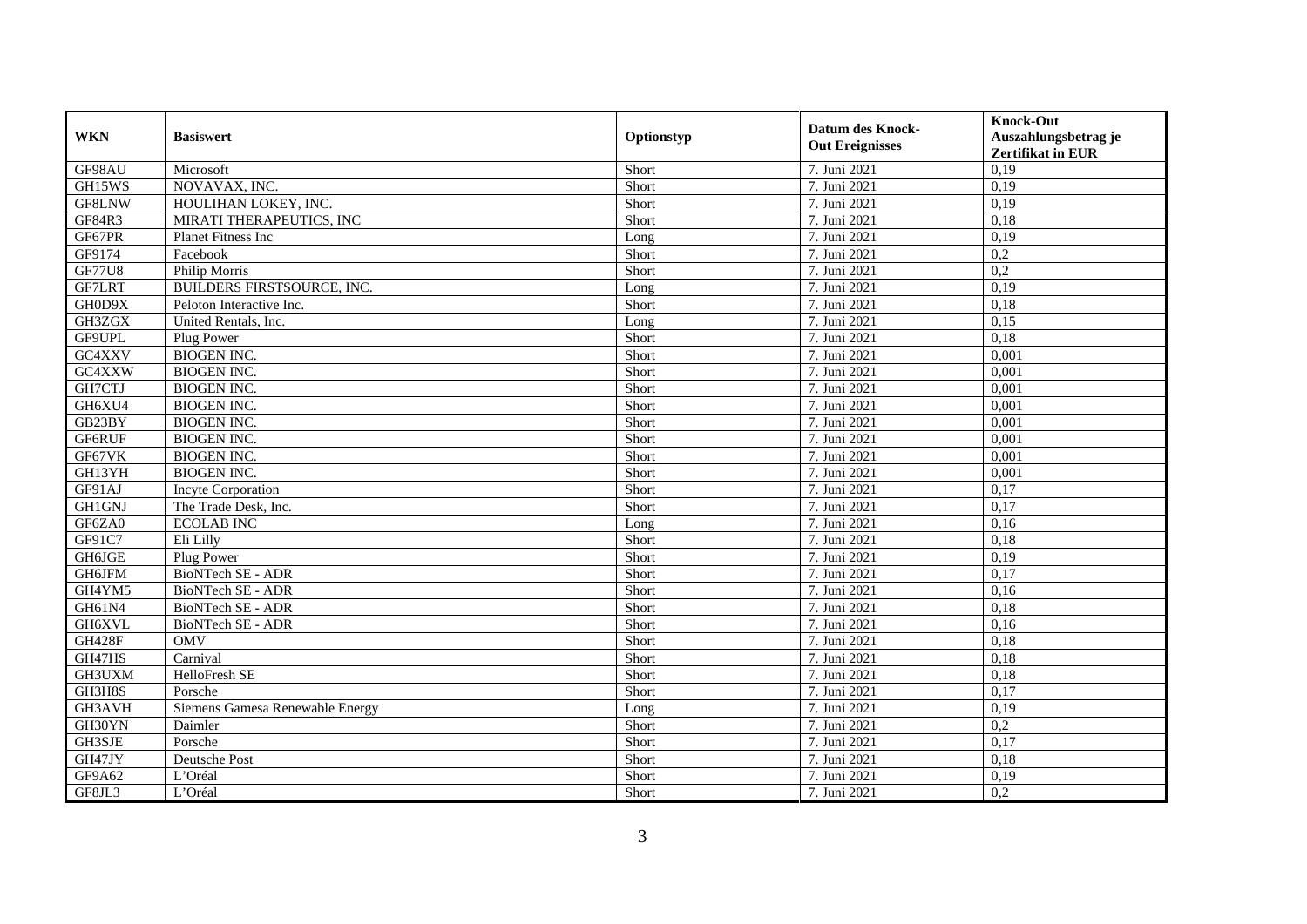| WKN | Basiswert | Optionstyp | Datum des Knock-Out Ereignisses | Knock-Out Auszahlungsbetrag je Zertifikat in EUR |
|---|---|---|---|---|
| GF98AU | Microsoft | Short | 7. Juni 2021 | 0,19 |
| GH15WS | NOVAVAX, INC. | Short | 7. Juni 2021 | 0,19 |
| GF8LNW | HOULIHAN LOKEY, INC. | Short | 7. Juni 2021 | 0,19 |
| GF84R3 | MIRATI THERAPEUTICS, INC | Short | 7. Juni 2021 | 0,18 |
| GF67PR | Planet Fitness Inc | Long | 7. Juni 2021 | 0,19 |
| GF9174 | Facebook | Short | 7. Juni 2021 | 0,2 |
| GF77U8 | Philip Morris | Short | 7. Juni 2021 | 0,2 |
| GF7LRT | BUILDERS FIRSTSOURCE, INC. | Long | 7. Juni 2021 | 0,19 |
| GH0D9X | Peloton Interactive Inc. | Short | 7. Juni 2021 | 0,18 |
| GH3ZGX | United Rentals, Inc. | Long | 7. Juni 2021 | 0,15 |
| GF9UPL | Plug Power | Short | 7. Juni 2021 | 0,18 |
| GC4XXV | BIOGEN INC. | Short | 7. Juni 2021 | 0,001 |
| GC4XXW | BIOGEN INC. | Short | 7. Juni 2021 | 0,001 |
| GH7CTJ | BIOGEN INC. | Short | 7. Juni 2021 | 0,001 |
| GH6XU4 | BIOGEN INC. | Short | 7. Juni 2021 | 0,001 |
| GB23BY | BIOGEN INC. | Short | 7. Juni 2021 | 0,001 |
| GF6RUF | BIOGEN INC. | Short | 7. Juni 2021 | 0,001 |
| GF67VK | BIOGEN INC. | Short | 7. Juni 2021 | 0,001 |
| GH13YH | BIOGEN INC. | Short | 7. Juni 2021 | 0,001 |
| GF91AJ | Incyte Corporation | Short | 7. Juni 2021 | 0,17 |
| GH1GNJ | The Trade Desk, Inc. | Short | 7. Juni 2021 | 0,17 |
| GF6ZA0 | ECOLAB INC | Long | 7. Juni 2021 | 0,16 |
| GF91C7 | Eli Lilly | Short | 7. Juni 2021 | 0,18 |
| GH6JGE | Plug Power | Short | 7. Juni 2021 | 0,19 |
| GH6JFM | BioNTech SE - ADR | Short | 7. Juni 2021 | 0,17 |
| GH4YM5 | BioNTech SE - ADR | Short | 7. Juni 2021 | 0,16 |
| GH61N4 | BioNTech SE - ADR | Short | 7. Juni 2021 | 0,18 |
| GH6XVL | BioNTech SE - ADR | Short | 7. Juni 2021 | 0,16 |
| GH428F | OMV | Short | 7. Juni 2021 | 0,18 |
| GH47HS | Carnival | Short | 7. Juni 2021 | 0,18 |
| GH3UXM | HelloFresh SE | Short | 7. Juni 2021 | 0,18 |
| GH3H8S | Porsche | Short | 7. Juni 2021 | 0,17 |
| GH3AVH | Siemens Gamesa Renewable Energy | Long | 7. Juni 2021 | 0,19 |
| GH30YN | Daimler | Short | 7. Juni 2021 | 0,2 |
| GH3SJE | Porsche | Short | 7. Juni 2021 | 0,17 |
| GH47JY | Deutsche Post | Short | 7. Juni 2021 | 0,18 |
| GF9A62 | L'Oréal | Short | 7. Juni 2021 | 0,19 |
| GF8JL3 | L'Oréal | Short | 7. Juni 2021 | 0,2 |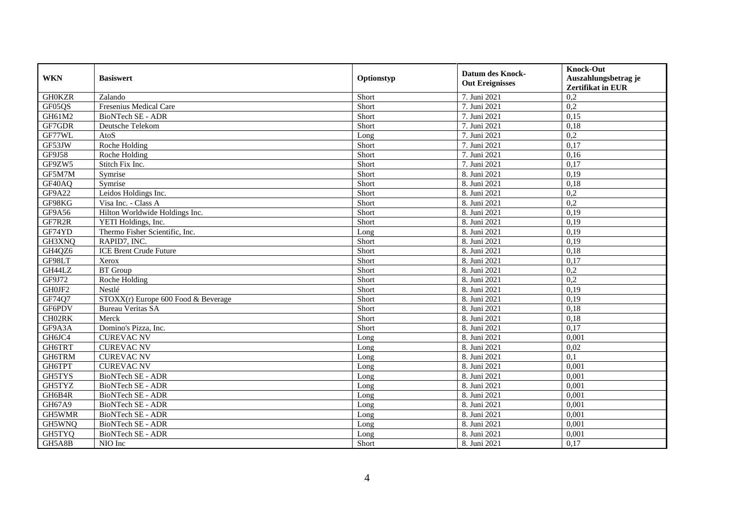| WKN | Basiswert | Optionstyp | Datum des Knock-Out Ereignisses | Knock-Out Auszahlungsbetrag je Zertifikat in EUR |
|---|---|---|---|---|
| GH0KZR | Zalando | Short | 7. Juni 2021 | 0,2 |
| GF05QS | Fresenius Medical Care | Short | 7. Juni 2021 | 0,2 |
| GH61M2 | BioNTech SE - ADR | Short | 7. Juni 2021 | 0,15 |
| GF7GDR | Deutsche Telekom | Short | 7. Juni 2021 | 0,18 |
| GF77WL | AtoS | Long | 7. Juni 2021 | 0,2 |
| GF53JW | Roche Holding | Short | 7. Juni 2021 | 0,17 |
| GF9J58 | Roche Holding | Short | 7. Juni 2021 | 0,16 |
| GF9ZW5 | Stitch Fix Inc. | Short | 7. Juni 2021 | 0,17 |
| GF5M7M | Symrise | Short | 8. Juni 2021 | 0,19 |
| GF40AQ | Symrise | Short | 8. Juni 2021 | 0,18 |
| GF9A22 | Leidos Holdings Inc. | Short | 8. Juni 2021 | 0,2 |
| GF98KG | Visa Inc. - Class A | Short | 8. Juni 2021 | 0,2 |
| GF9A56 | Hilton Worldwide Holdings Inc. | Short | 8. Juni 2021 | 0,19 |
| GF7R2R | YETI Holdings, Inc. | Short | 8. Juni 2021 | 0,19 |
| GF74YD | Thermo Fisher Scientific, Inc. | Long | 8. Juni 2021 | 0,19 |
| GH3XNQ | RAPID7, INC. | Short | 8. Juni 2021 | 0,19 |
| GH4QZ6 | ICE Brent Crude Future | Short | 8. Juni 2021 | 0,18 |
| GF98LT | Xerox | Short | 8. Juni 2021 | 0,17 |
| GH44LZ | BT Group | Short | 8. Juni 2021 | 0,2 |
| GF9J72 | Roche Holding | Short | 8. Juni 2021 | 0,2 |
| GH0JF2 | Nestlé | Short | 8. Juni 2021 | 0,19 |
| GF74Q7 | STOXX(r) Europe 600 Food & Beverage | Short | 8. Juni 2021 | 0,19 |
| GF6PDV | Bureau Veritas SA | Short | 8. Juni 2021 | 0,18 |
| CH02RK | Merck | Short | 8. Juni 2021 | 0,18 |
| GF9A3A | Domino's Pizza, Inc. | Short | 8. Juni 2021 | 0,17 |
| GH6JC4 | CUREVAC NV | Long | 8. Juni 2021 | 0,001 |
| GH6TRT | CUREVAC NV | Long | 8. Juni 2021 | 0,02 |
| GH6TRM | CUREVAC NV | Long | 8. Juni 2021 | 0,1 |
| GH6TPT | CUREVAC NV | Long | 8. Juni 2021 | 0,001 |
| GH5TYS | BioNTech SE - ADR | Long | 8. Juni 2021 | 0,001 |
| GH5TYZ | BioNTech SE - ADR | Long | 8. Juni 2021 | 0,001 |
| GH6B4R | BioNTech SE - ADR | Long | 8. Juni 2021 | 0,001 |
| GH67A9 | BioNTech SE - ADR | Long | 8. Juni 2021 | 0,001 |
| GH5WMR | BioNTech SE - ADR | Long | 8. Juni 2021 | 0,001 |
| GH5WNQ | BioNTech SE - ADR | Long | 8. Juni 2021 | 0,001 |
| GH5TYQ | BioNTech SE - ADR | Long | 8. Juni 2021 | 0,001 |
| GH5A8B | NIO Inc | Short | 8. Juni 2021 | 0,17 |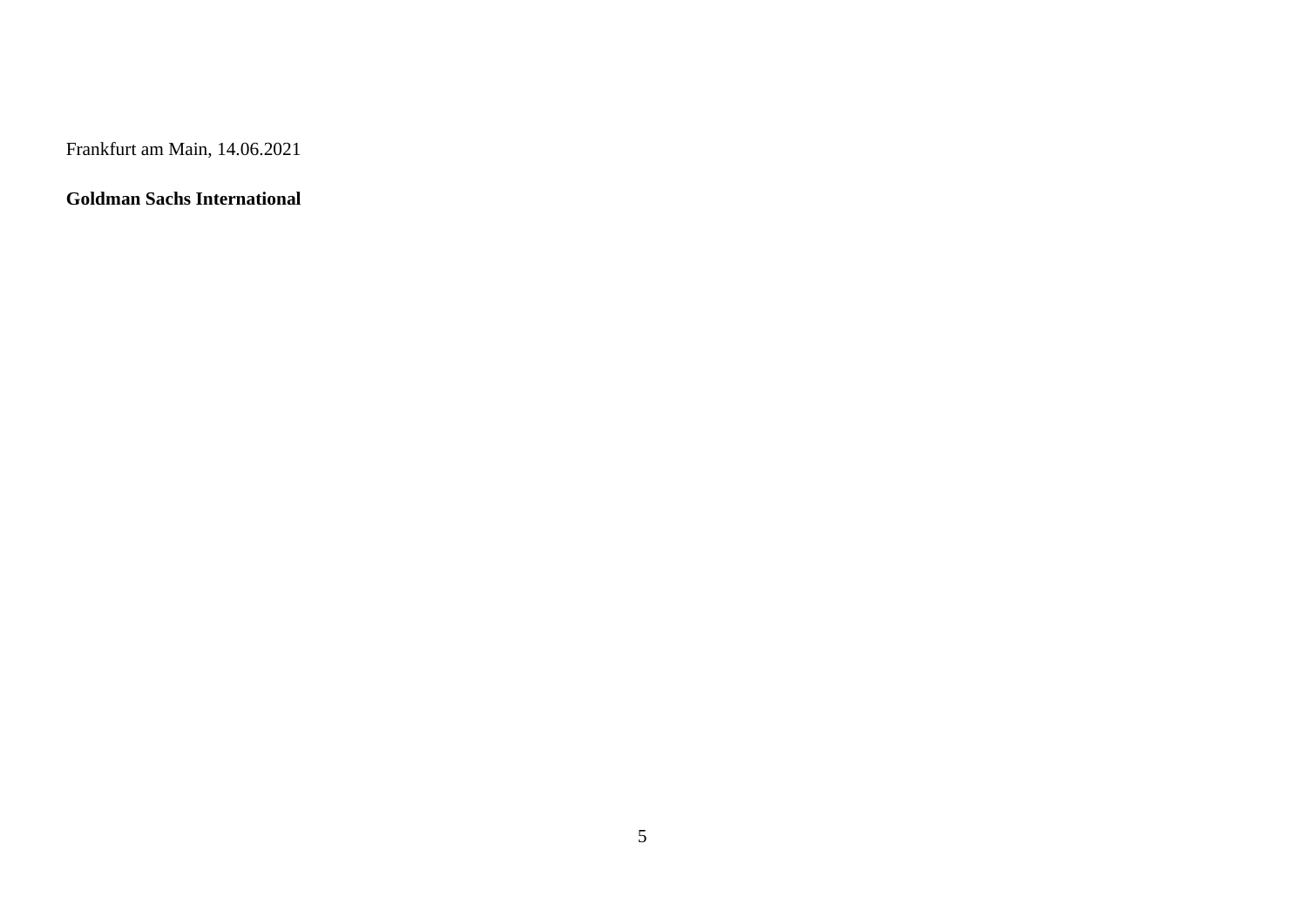Frankfurt am Main, 14.06.2021

**Goldman Sachs International**